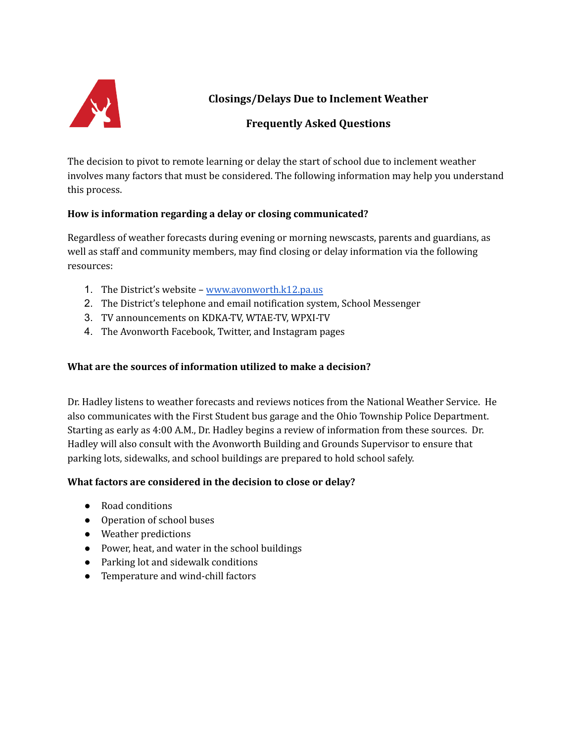# Closings/Delays Due to Inclement Weather

## Frequently Asked Questions

The decision to pivot to remote learning or delay the start of school due to inclement weather involves many factors that must be considered. The following information may help you understand this process.

**How is information regarding a delay or closing communicated?**

Regardless of weather forecasts during evening or morning newscasts, parents and guardians, as well as staff and community members, may find closing or delay information via the following resources:

1. The District's website – [www.avonworth.k12.pa.us](http://www.avonworth.k12.pa.us)
2. The District's telephone and email notification system, School Messenger
3. TV announcements on KDKA-TV, WTAE-TV, WPXI-TV
4. The Avonworth Facebook, Twitter, and Instagram pages

**What are the sources of information utilized to make a decision?**

Dr. Hadley listens to weather forecasts and reviews notices from the National Weather Service. He also communicates with the First Student bus garage and the Ohio Township Police Department. Starting as early as 4:00 A.M., Dr. Hadley begins a review of information from these sources. Dr. Hadley will also consult with the Avonworth Building and Grounds Supervisor to ensure that parking lots, sidewalks, and school buildings are prepared to hold school safely.

**What factors are considered in the decision to close or delay?**

- Road conditions
- Operation of school buses
- Weather predictions
- Power, heat, and water in the school buildings
- Parking lot and sidewalk conditions
- Temperature and wind-chill factors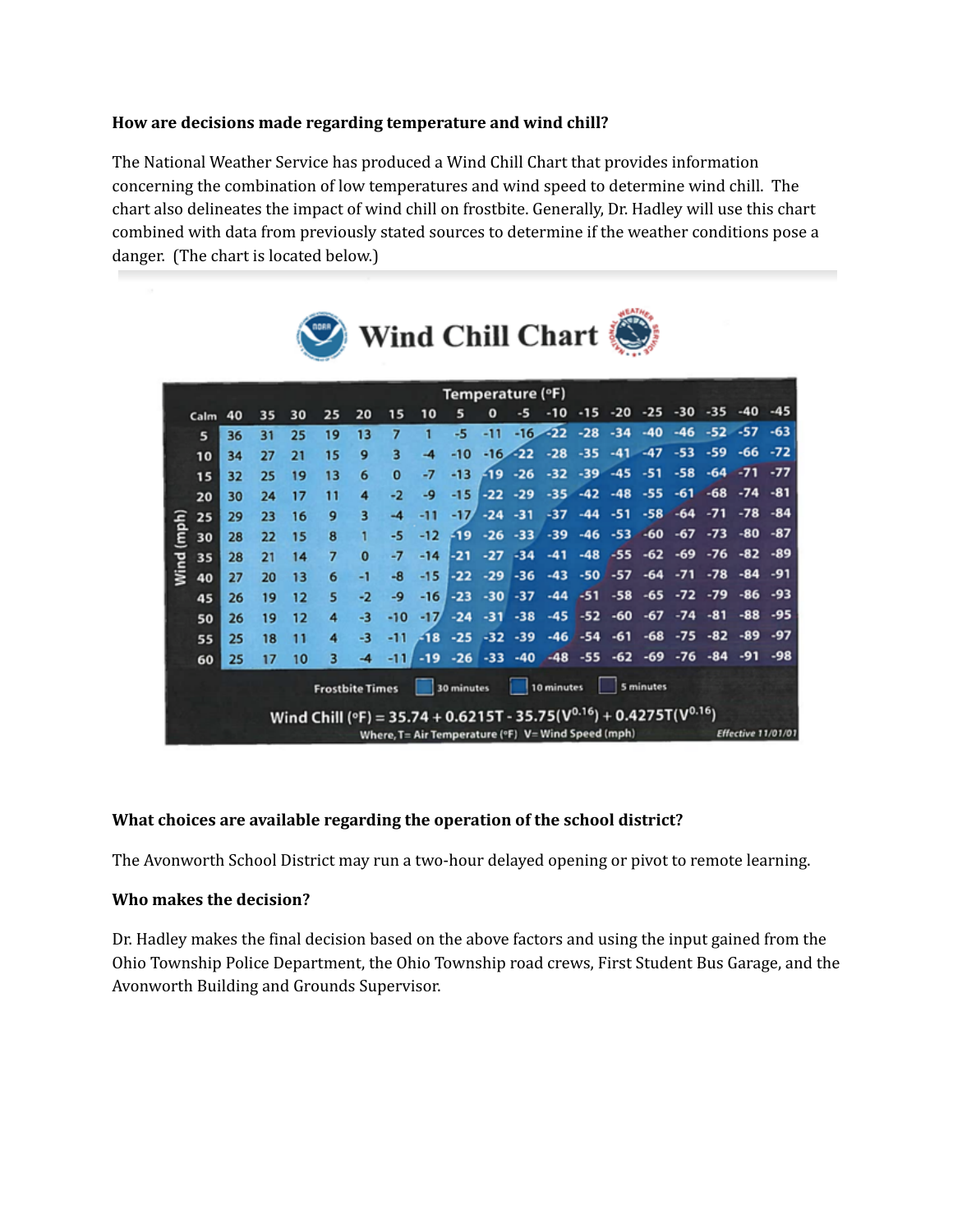**How are decisions made regarding temperature and wind chill?**

The National Weather Service has produced a Wind Chill Chart that provides information concerning the combination of low temperatures and wind speed to determine wind chill. The chart also delineates the impact of wind chill on frostbite. Generally, Dr. Hadley will use this chart combined with data from previously stated sources to determine if the weather conditions pose a danger. (The chart is located below.)

**Wind Chill Chart**

| Wind (mph) \ Temperature (°F) | 40 | 35 | 30 | 25 | 20 | 15 | 10 | 5 | 0 | -5 | -10 | -15 | -20 | -25 | -30 | -35 | -40 | -45 |
|---|---|---|---|---|---|---|---|---|---|---|---|---|---|---|---|---|---|---|
| 5 | 36 | 31 | 25 | 19 | 13 | 7 | 1 | -5 | -11 | -16 | -22 | -28 | -34 | -40 | -46 | -52 | -57 | -63 |
| 10 | 34 | 27 | 21 | 15 | 9 | 3 | -4 | -10 | -16 | -22 | -28 | -35 | -41 | -47 | -53 | -59 | -66 | -72 |
| 15 | 32 | 25 | 19 | 13 | 6 | 0 | -7 | -13 | -19 | -26 | -32 | -39 | -45 | -51 | -58 | -64 | -71 | -77 |
| 20 | 30 | 24 | 17 | 11 | 4 | -2 | -9 | -15 | -22 | -29 | -35 | -42 | -48 | -55 | -61 | -68 | -74 | -81 |
| 25 | 29 | 23 | 16 | 9 | 3 | -4 | -11 | -17 | -24 | -31 | -37 | -44 | -51 | -58 | -64 | -71 | -78 | -84 |
| 30 | 28 | 22 | 15 | 8 | 1 | -5 | -12 | -19 | -26 | -33 | -39 | -46 | -53 | -60 | -67 | -73 | -80 | -87 |
| 35 | 28 | 21 | 14 | 7 | 0 | -7 | -14 | -21 | -27 | -34 | -41 | -48 | -55 | -62 | -69 | -76 | -82 | -89 |
| 40 | 27 | 20 | 13 | 6 | -1 | -8 | -15 | -22 | -29 | -36 | -43 | -50 | -57 | -64 | -71 | -78 | -84 | -91 |
| 45 | 26 | 19 | 12 | 5 | -2 | -9 | -16 | -23 | -30 | -37 | -44 | -51 | -58 | -65 | -72 | -79 | -86 | -93 |
| 50 | 26 | 19 | 12 | 4 | -3 | -10 | -17 | -24 | -31 | -38 | -45 | -52 | -60 | -67 | -74 | -81 | -88 | -95 |
| 55 | 25 | 18 | 11 | 4 | -3 | -11 | -18 | -25 | -32 | -39 | -46 | -54 | -61 | -68 | -75 | -82 | -89 | -97 |
| 60 | 25 | 17 | 10 | 3 | -4 | -11 | -19 | -26 | -33 | -40 | -48 | -55 | -62 | -69 | -76 | -84 | -91 | -98 |

Frostbite Times: 30 minutes | 10 minutes | 5 minutes

$$\text{Wind Chill (°F)} = 35.74 + 0.6215T - 35.75(V^{0.16}) + 0.4275T(V^{0.16})$$

Where, T= Air Temperature (°F) V= Wind Speed (mph)

*Effective 11/01/01*

**What choices are available regarding the operation of the school district?**

The Avonworth School District may run a two-hour delayed opening or pivot to remote learning.

**Who makes the decision?**

Dr. Hadley makes the final decision based on the above factors and using the input gained from the Ohio Township Police Department, the Ohio Township road crews, First Student Bus Garage, and the Avonworth Building and Grounds Supervisor.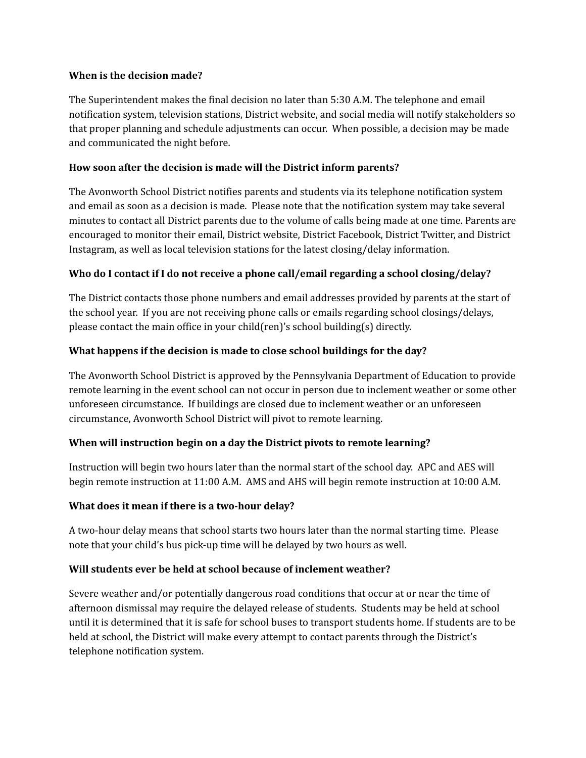**When is the decision made?**

The Superintendent makes the final decision no later than 5:30 A.M. The telephone and email notification system, television stations, District website, and social media will notify stakeholders so that proper planning and schedule adjustments can occur. When possible, a decision may be made and communicated the night before.

**How soon after the decision is made will the District inform parents?**

The Avonworth School District notifies parents and students via its telephone notification system and email as soon as a decision is made. Please note that the notification system may take several minutes to contact all District parents due to the volume of calls being made at one time. Parents are encouraged to monitor their email, District website, District Facebook, District Twitter, and District Instagram, as well as local television stations for the latest closing/delay information.

**Who do I contact if I do not receive a phone call/email regarding a school closing/delay?**

The District contacts those phone numbers and email addresses provided by parents at the start of the school year. If you are not receiving phone calls or emails regarding school closings/delays, please contact the main office in your child(ren)'s school building(s) directly.

**What happens if the decision is made to close school buildings for the day?**

The Avonworth School District is approved by the Pennsylvania Department of Education to provide remote learning in the event school can not occur in person due to inclement weather or some other unforeseen circumstance. If buildings are closed due to inclement weather or an unforeseen circumstance, Avonworth School District will pivot to remote learning.

**When will instruction begin on a day the District pivots to remote learning?**

Instruction will begin two hours later than the normal start of the school day. APC and AES will begin remote instruction at 11:00 A.M. AMS and AHS will begin remote instruction at 10:00 A.M.

**What does it mean if there is a two-hour delay?**

A two-hour delay means that school starts two hours later than the normal starting time. Please note that your child's bus pick-up time will be delayed by two hours as well.

**Will students ever be held at school because of inclement weather?**

Severe weather and/or potentially dangerous road conditions that occur at or near the time of afternoon dismissal may require the delayed release of students. Students may be held at school until it is determined that it is safe for school buses to transport students home. If students are to be held at school, the District will make every attempt to contact parents through the District's telephone notification system.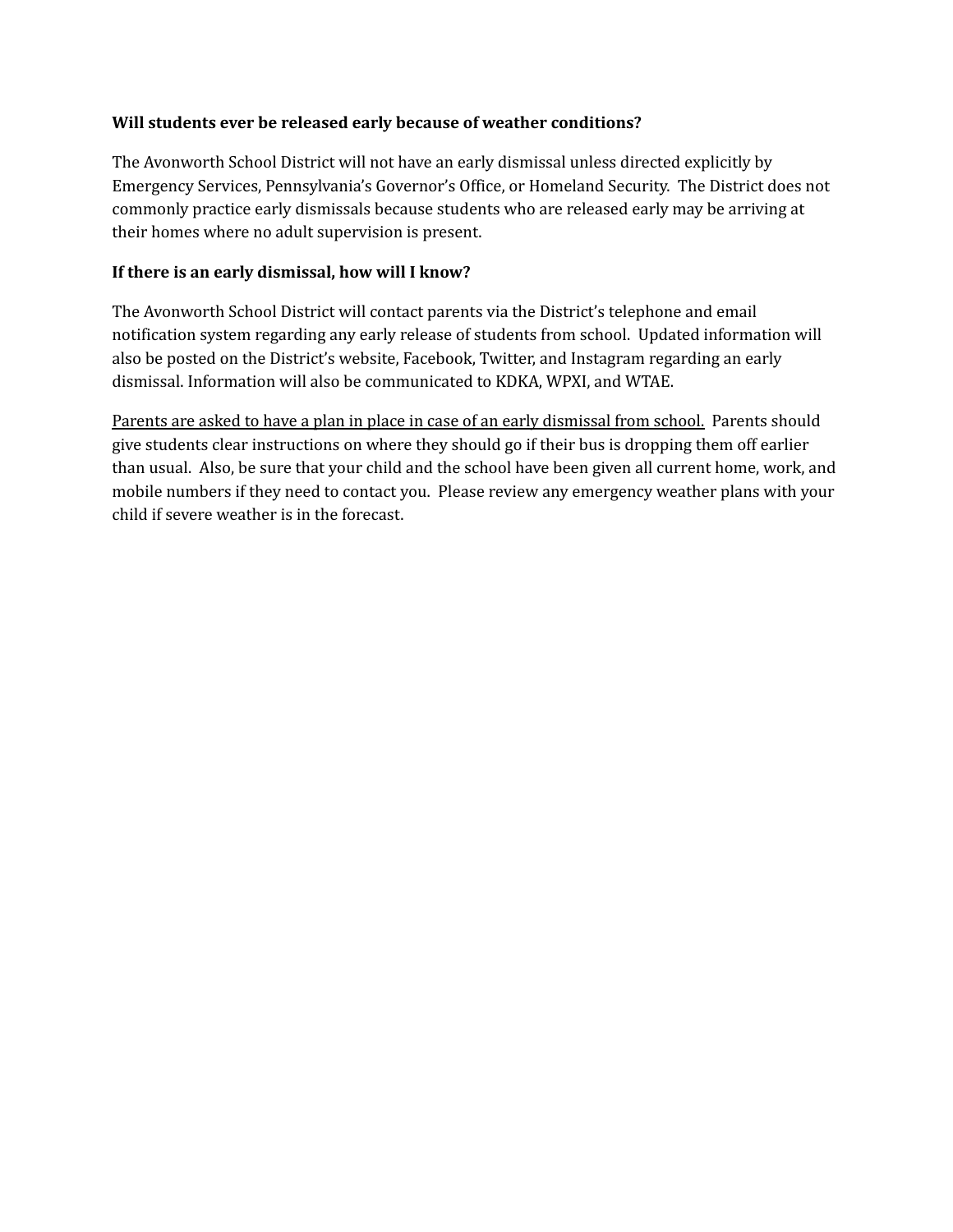**Will students ever be released early because of weather conditions?**

The Avonworth School District will not have an early dismissal unless directed explicitly by Emergency Services, Pennsylvania's Governor's Office, or Homeland Security. The District does not commonly practice early dismissals because students who are released early may be arriving at their homes where no adult supervision is present.

**If there is an early dismissal, how will I know?**

The Avonworth School District will contact parents via the District's telephone and email notification system regarding any early release of students from school. Updated information will also be posted on the District's website, Facebook, Twitter, and Instagram regarding an early dismissal. Information will also be communicated to KDKA, WPXI, and WTAE.

<u>Parents are asked to have a plan in place in case of an early dismissal from school.</u> Parents should give students clear instructions on where they should go if their bus is dropping them off earlier than usual. Also, be sure that your child and the school have been given all current home, work, and mobile numbers if they need to contact you. Please review any emergency weather plans with your child if severe weather is in the forecast.